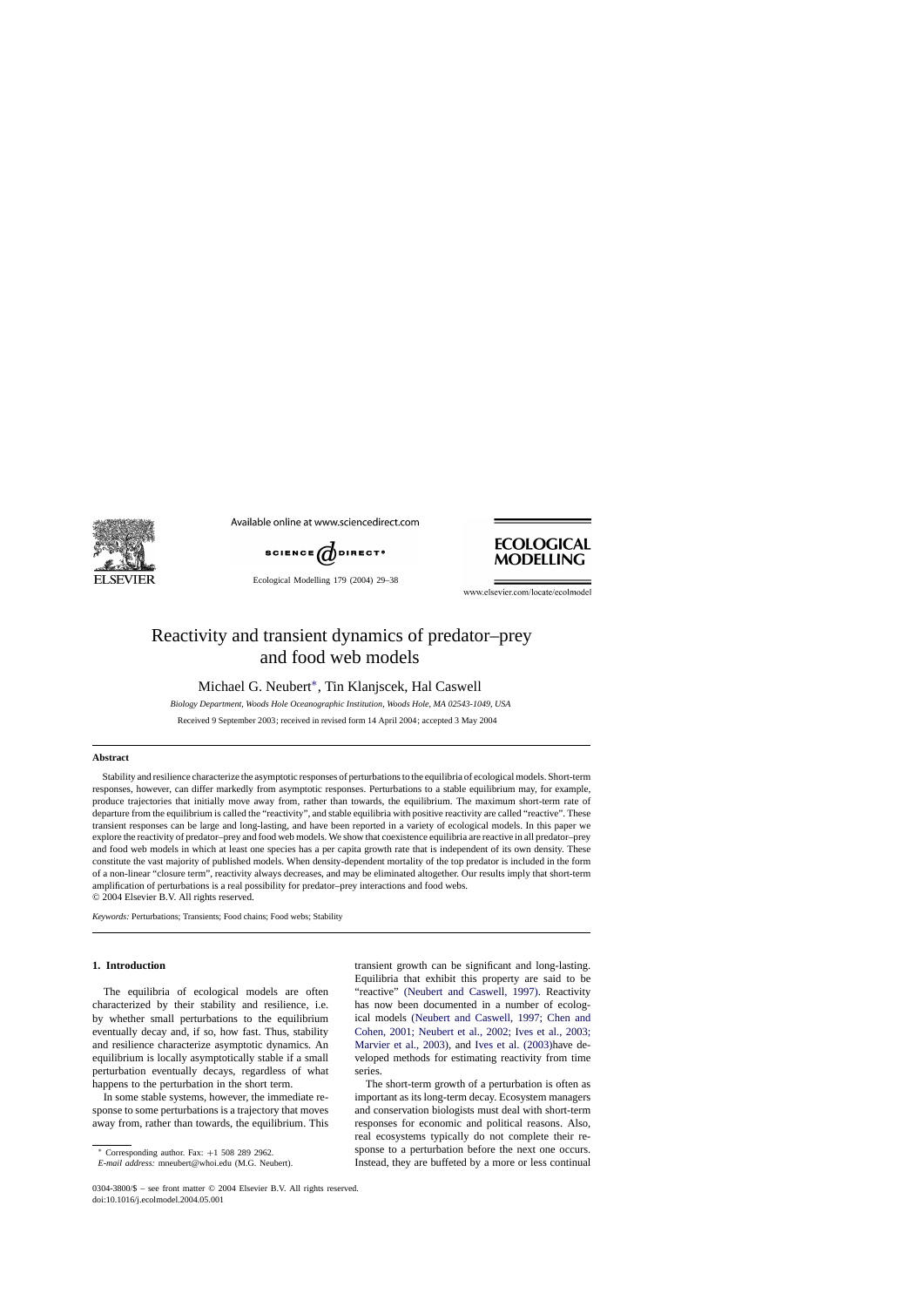# Reactivity and transient dynamics of predator–prey and food web models

Michael G. Neubert*, Tin Klanjscek, Hal Caswell

*Biology Department, Woods Hole Oceanographic Institution, Woods Hole, MA 02543-1049, USA*

Received 9 September 2003; received in revised form 14 April 2004; accepted 3 May 2004

## Abstract

Stability and resilience characterize the asymptotic responses of perturbations to the equilibria of ecological models. Short-term responses, however, can differ markedly from asymptotic responses. Perturbations to a stable equilibrium may, for example, produce trajectories that initially move away from, rather than towards, the equilibrium. The maximum short-term rate of departure from the equilibrium is called the "reactivity", and stable equilibria with positive reactivity are called "reactive". These transient responses can be large and long-lasting, and have been reported in a variety of ecological models. In this paper we explore the reactivity of predator–prey and food web models. We show that coexistence equilibria are reactive in all predator–prey and food web models in which at least one species has a per capita growth rate that is independent of its own density. These constitute the vast majority of published models. When density-dependent mortality of the top predator is included in the form of a non-linear "closure term", reactivity always decreases, and may be eliminated altogether. Our results imply that short-term amplification of perturbations is a real possibility for predator–prey interactions and food webs.

© 2004 Elsevier B.V. All rights reserved.

*Keywords:* Perturbations; Transients; Food chains; Food webs; Stability

## 1. Introduction

The equilibria of ecological models are often characterized by their stability and resilience, i.e. by whether small perturbations to the equilibrium eventually decay and, if so, how fast. Thus, stability and resilience characterize asymptotic dynamics. An equilibrium is locally asymptotically stable if a small perturbation eventually decays, regardless of what happens to the perturbation in the short term.

In some stable systems, however, the immediate response to some perturbations is a trajectory that moves away from, rather than towards, the equilibrium. This transient growth can be significant and long-lasting. Equilibria that exhibit this property are said to be "reactive" (Neubert and Caswell, 1997). Reactivity has now been documented in a number of ecological models (Neubert and Caswell, 1997; Chen and Cohen, 2001; Neubert et al., 2002; Ives et al., 2003; Marvier et al., 2003), and Ives et al. (2003)have developed methods for estimating reactivity from time series.

The short-term growth of a perturbation is often as important as its long-term decay. Ecosystem managers and conservation biologists must deal with short-term responses for economic and political reasons. Also, real ecosystems typically do not complete their response to a perturbation before the next one occurs. Instead, they are buffeted by a more or less continual

* Corresponding author. Fax: +1 508 289 2962.
*E-mail address:* mneubert@whoi.edu (M.G. Neubert).

0304-3800/$ – see front matter © 2004 Elsevier B.V. All rights reserved.
doi:10.1016/j.ecolmodel.2004.05.001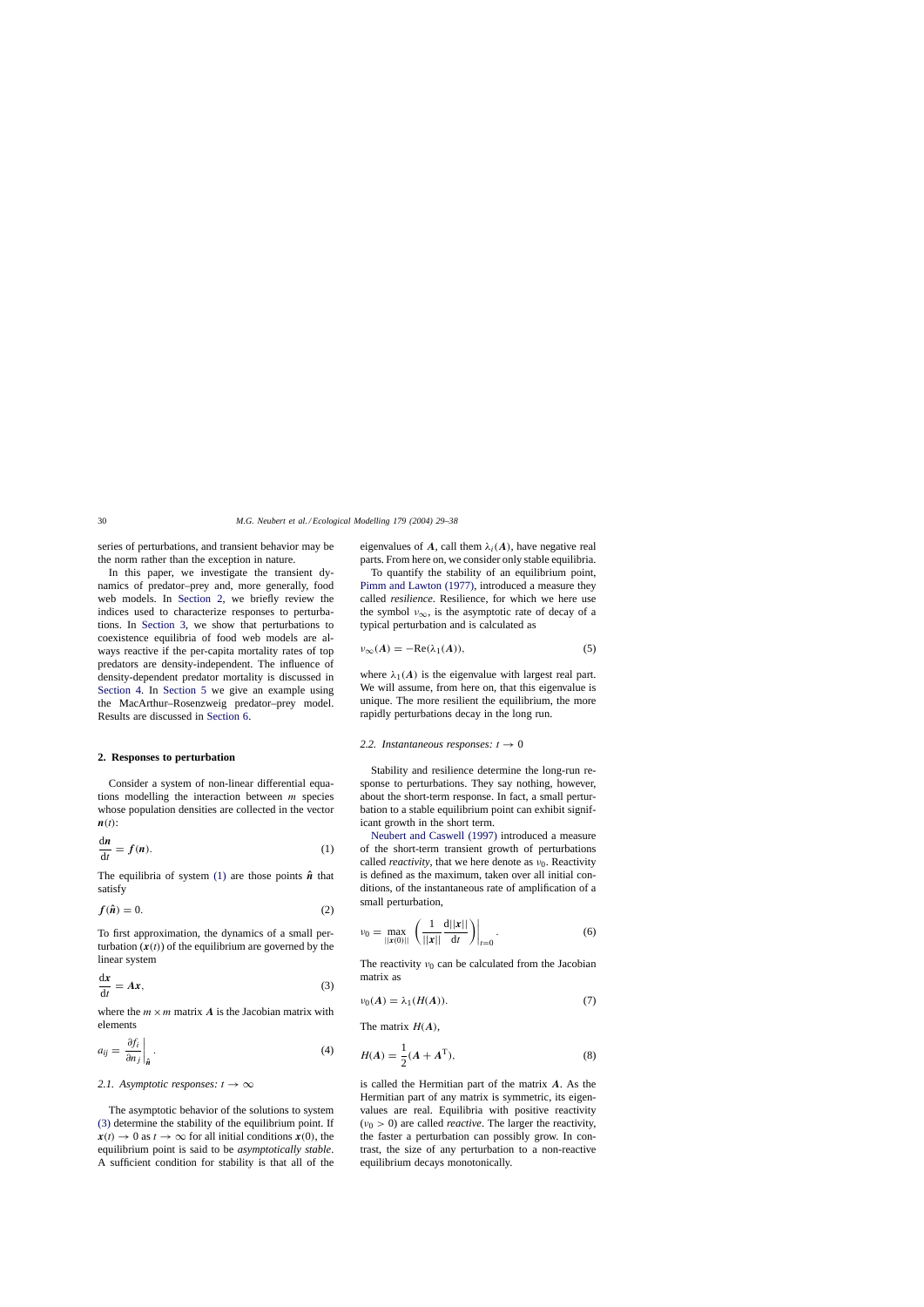series of perturbations, and transient behavior may be the norm rather than the exception in nature.

In this paper, we investigate the transient dynamics of predator–prey and, more generally, food web models. In Section 2, we briefly review the indices used to characterize responses to perturbations. In Section 3, we show that perturbations to coexistence equilibria of food web models are always reactive if the per-capita mortality rates of top predators are density-independent. The influence of density-dependent predator mortality is discussed in Section 4. In Section 5 we give an example using the MacArthur–Rosenzweig predator–prey model. Results are discussed in Section 6.

## 2. Responses to perturbation

Consider a system of non-linear differential equations modelling the interaction between $m$ species whose population densities are collected in the vector $\boldsymbol{n}(t)$:

$$\frac{\mathrm{d}\boldsymbol{n}}{\mathrm{d}t} = \boldsymbol{f}(\boldsymbol{n}). \tag{1}$$

The equilibria of system (1) are those points $\hat{\boldsymbol{n}}$ that satisfy

$$\boldsymbol{f}(\hat{\boldsymbol{n}}) = 0. \tag{2}$$

To first approximation, the dynamics of a small perturbation ($\boldsymbol{x}(t)$) of the equilibrium are governed by the linear system

$$\frac{\mathrm{d}\boldsymbol{x}}{\mathrm{d}t} = \boldsymbol{A}\boldsymbol{x}, \tag{3}$$

where the $m \times m$ matrix $\boldsymbol{A}$ is the Jacobian matrix with elements

$$a_{ij} = \left.\frac{\partial f_i}{\partial n_j}\right|_{\hat{\boldsymbol{n}}}. \tag{4}$$

### 2.1. Asymptotic responses: $t \to \infty$

The asymptotic behavior of the solutions to system (3) determine the stability of the equilibrium point. If $\boldsymbol{x}(t) \to 0$ as $t \to \infty$ for all initial conditions $\boldsymbol{x}(0)$, the equilibrium point is said to be *asymptotically stable*. A sufficient condition for stability is that all of the eigenvalues of $\boldsymbol{A}$, call them $\lambda_i(\boldsymbol{A})$, have negative real parts. From here on, we consider only stable equilibria.

To quantify the stability of an equilibrium point, Pimm and Lawton (1977), introduced a measure they called *resilience*. Resilience, for which we here use the symbol $\nu_\infty$, is the asymptotic rate of decay of a typical perturbation and is calculated as

$$\nu_\infty(\boldsymbol{A}) = -\mathrm{Re}(\lambda_1(\boldsymbol{A})), \tag{5}$$

where $\lambda_1(\boldsymbol{A})$ is the eigenvalue with largest real part. We will assume, from here on, that this eigenvalue is unique. The more resilient the equilibrium, the more rapidly perturbations decay in the long run.

### 2.2. Instantaneous responses: $t \to 0$

Stability and resilience determine the long-run response to perturbations. They say nothing, however, about the short-term response. In fact, a small perturbation to a stable equilibrium point can exhibit significant growth in the short term.

Neubert and Caswell (1997) introduced a measure of the short-term transient growth of perturbations called *reactivity*, that we here denote as $\nu_0$. Reactivity is defined as the maximum, taken over all initial conditions, of the instantaneous rate of amplification of a small perturbation,

$$\nu_0 = \max_{||\boldsymbol{x}(0)||} \left( \frac{1}{||\boldsymbol{x}||} \frac{\mathrm{d}||\boldsymbol{x}||}{\mathrm{d}t} \right)\Bigg|_{t=0}. \tag{6}$$

The reactivity $\nu_0$ can be calculated from the Jacobian matrix as

$$\nu_0(\boldsymbol{A}) = \lambda_1(H(\boldsymbol{A})). \tag{7}$$

The matrix $H(\boldsymbol{A})$,

$$H(\boldsymbol{A}) = \frac{1}{2}(\boldsymbol{A} + \boldsymbol{A}^{\mathrm{T}}), \tag{8}$$

is called the Hermitian part of the matrix $\boldsymbol{A}$. As the Hermitian part of any matrix is symmetric, its eigenvalues are real. Equilibria with positive reactivity ($\nu_0 > 0$) are called *reactive*. The larger the reactivity, the faster a perturbation can possibly grow. In contrast, the size of any perturbation to a non-reactive equilibrium decays monotonically.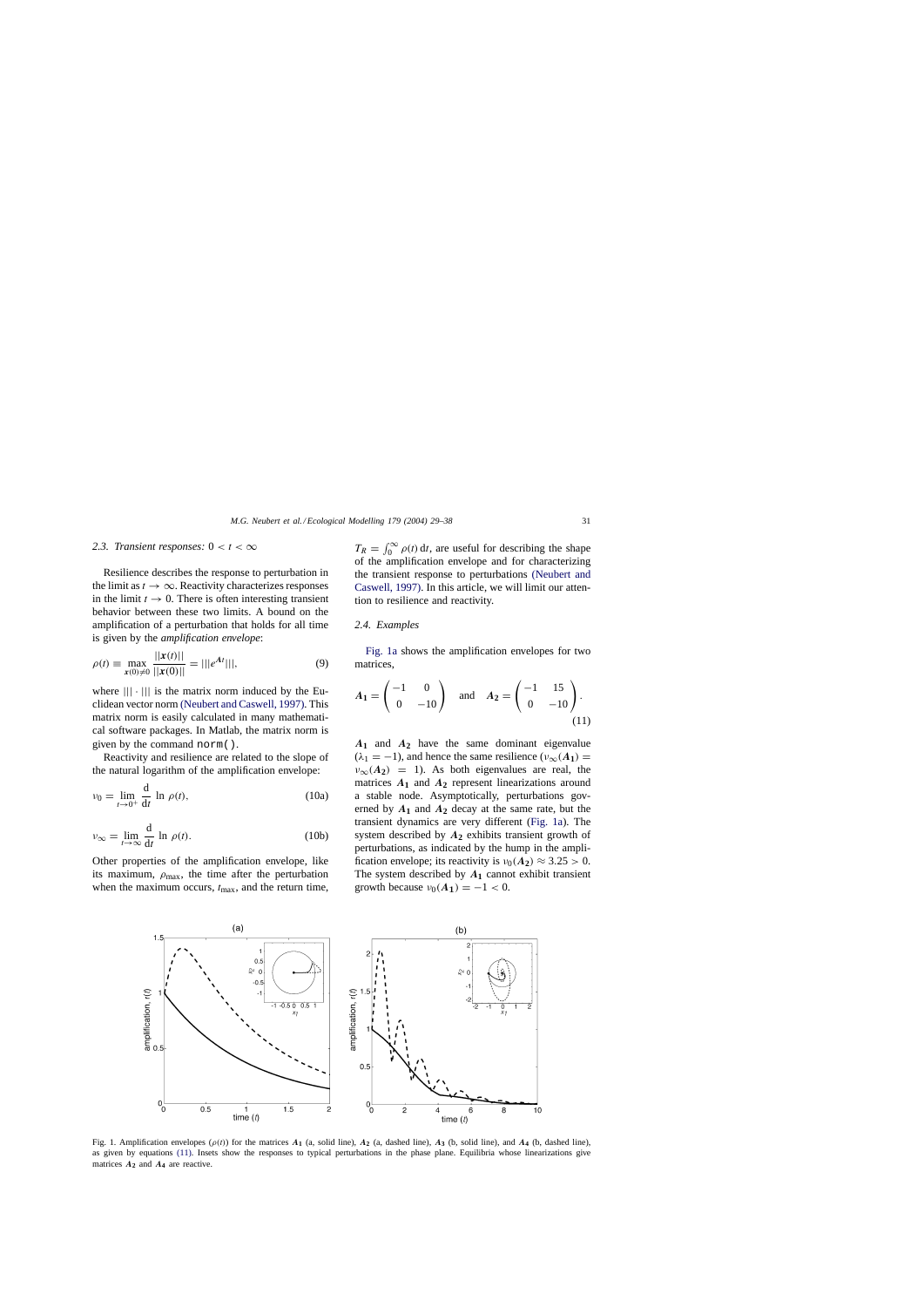### 2.3. Transient responses: $0 < t < \infty$

Resilience describes the response to perturbation in the limit as $t \to \infty$. Reactivity characterizes responses in the limit $t \to 0$. There is often interesting transient behavior between these two limits. A bound on the amplification of a perturbation that holds for all time is given by the *amplification envelope*:

$$\rho(t) \equiv \max_{\boldsymbol{x}(0)\neq 0} \frac{||\boldsymbol{x}(t)||}{||\boldsymbol{x}(0)||} = |||e^{\boldsymbol{A}t}|||, \tag{9}$$

where $|||\cdot|||$ is the matrix norm induced by the Euclidean vector norm (Neubert and Caswell, 1997). This matrix norm is easily calculated in many mathematical software packages. In Matlab, the matrix norm is given by the command `norm()`.

Reactivity and resilience are related to the slope of the natural logarithm of the amplification envelope:

$$\nu_0 = \lim_{t\to 0^+} \frac{\mathrm{d}}{\mathrm{d}t} \ln \rho(t), \tag{10a}$$

$$\nu_\infty = \lim_{t\to\infty} \frac{\mathrm{d}}{\mathrm{d}t} \ln \rho(t). \tag{10b}$$

Other properties of the amplification envelope, like its maximum, $\rho_{\max}$, the time after the perturbation when the maximum occurs, $t_{\max}$, and the return time, $T_R = \int_0^\infty \rho(t)\,\mathrm{d}t$, are useful for describing the shape of the amplification envelope and for characterizing the transient response to perturbations (Neubert and Caswell, 1997). In this article, we will limit our attention to resilience and reactivity.

### 2.4. Examples

Fig. 1a shows the amplification envelopes for two matrices,

$$\boldsymbol{A_1} = \begin{pmatrix} -1 & 0 \\ 0 & -10 \end{pmatrix} \quad \text{and} \quad \boldsymbol{A_2} = \begin{pmatrix} -1 & 15 \\ 0 & -10 \end{pmatrix}. \tag{11}$$

$\boldsymbol{A_1}$ and $\boldsymbol{A_2}$ have the same dominant eigenvalue ($\lambda_1 = -1$), and hence the same resilience ($\nu_\infty(\boldsymbol{A_1}) = \nu_\infty(\boldsymbol{A_2}) = 1$). As both eigenvalues are real, the matrices $\boldsymbol{A_1}$ and $\boldsymbol{A_2}$ represent linearizations around a stable node. Asymptotically, perturbations governed by $\boldsymbol{A_1}$ and $\boldsymbol{A_2}$ decay at the same rate, but the transient dynamics are very different (Fig. 1a). The system described by $\boldsymbol{A_2}$ exhibits transient growth of perturbations, as indicated by the hump in the amplification envelope; its reactivity is $\nu_0(\boldsymbol{A_2}) \approx 3.25 > 0$. The system described by $\boldsymbol{A_1}$ cannot exhibit transient growth because $\nu_0(\boldsymbol{A_1}) = -1 < 0$.

Fig. 1. Amplification envelopes ($\rho(t)$) for the matrices $\boldsymbol{A_1}$ (a, solid line), $\boldsymbol{A_2}$ (a, dashed line), $\boldsymbol{A_3}$ (b, solid line), and $\boldsymbol{A_4}$ (b, dashed line), as given by equations (11). Insets show the responses to typical perturbations in the phase plane. Equilibria whose linearizations give matrices $\boldsymbol{A_2}$ and $\boldsymbol{A_4}$ are reactive.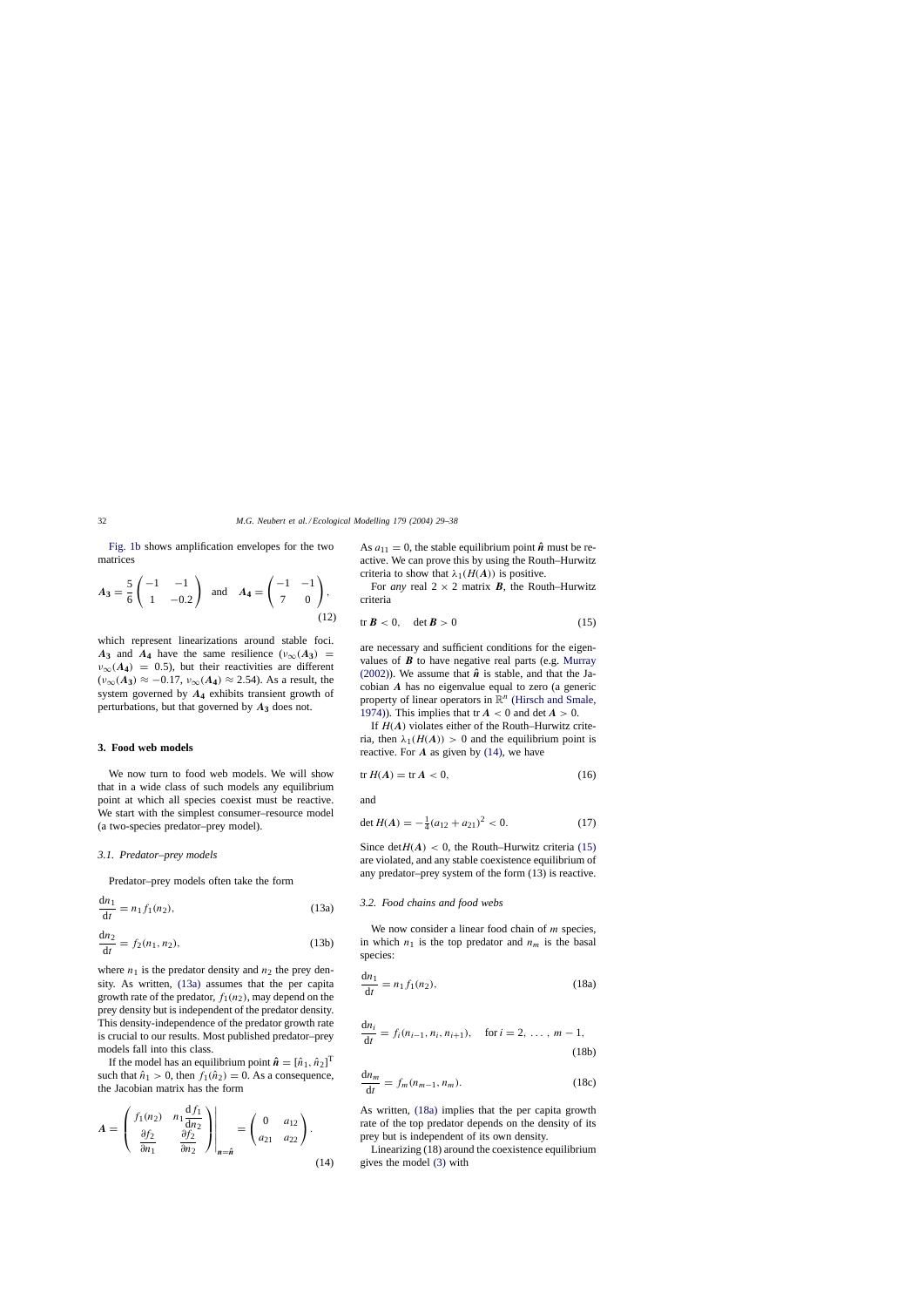Fig. 1b shows amplification envelopes for the two matrices

$$
\boldsymbol{A_3} = \frac{5}{6}\begin{pmatrix} -1 & -1 \\ 1 & -0.2 \end{pmatrix} \quad \text{and} \quad \boldsymbol{A_4} = \begin{pmatrix} -1 & -1 \\ 7 & 0 \end{pmatrix}, \tag{12}
$$

which represent linearizations around stable foci. $\boldsymbol{A_3}$ and $\boldsymbol{A_4}$ have the same resilience ($\nu_\infty(\boldsymbol{A_3}) = \nu_\infty(\boldsymbol{A_4}) = 0.5$), but their reactivities are different ($\nu_\infty(\boldsymbol{A_3}) \approx -0.17$, $\nu_\infty(\boldsymbol{A_4}) \approx 2.54$). As a result, the system governed by $\boldsymbol{A_4}$ exhibits transient growth of perturbations, but that governed by $\boldsymbol{A_3}$ does not.

## 3. Food web models

We now turn to food web models. We will show that in a wide class of such models any equilibrium point at which all species coexist must be reactive. We start with the simplest consumer–resource model (a two-species predator–prey model).

### 3.1. Predator–prey models

Predator–prey models often take the form

$$
\frac{\mathrm{d}n_1}{\mathrm{d}t} = n_1 f_1(n_2), \tag{13a}
$$

$$
\frac{\mathrm{d}n_2}{\mathrm{d}t} = f_2(n_1, n_2), \tag{13b}
$$

where $n_1$ is the predator density and $n_2$ the prey density. As written, (13a) assumes that the per capita growth rate of the predator, $f_1(n_2)$, may depend on the prey density but is independent of the predator density. This density-independence of the predator growth rate is crucial to our results. Most published predator–prey models fall into this class.

If the model has an equilibrium point $\hat{\boldsymbol{n}} = [\hat{n}_1, \hat{n}_2]^{\mathrm{T}}$ such that $\hat{n}_1 > 0$, then $f_1(\hat{n}_2) = 0$. As a consequence, the Jacobian matrix has the form

$$
\boldsymbol{A} = \left.\begin{pmatrix} f_1(n_2) & n_1 \dfrac{\mathrm{d}f_1}{\mathrm{d}n_2} \\ \dfrac{\partial f_2}{\partial n_1} & \dfrac{\partial f_2}{\partial n_2} \end{pmatrix}\right|_{\boldsymbol{n}=\hat{\boldsymbol{n}}} = \begin{pmatrix} 0 & a_{12} \\ a_{21} & a_{22} \end{pmatrix}. \tag{14}
$$

As $a_{11} = 0$, the stable equilibrium point $\hat{\boldsymbol{n}}$ must be reactive. We can prove this by using the Routh–Hurwitz criteria to show that $\lambda_1(H(\boldsymbol{A}))$ is positive.

For *any* real $2 \times 2$ matrix $\boldsymbol{B}$, the Routh–Hurwitz criteria

$$
\operatorname{tr} \boldsymbol{B} < 0, \quad \det \boldsymbol{B} > 0 \tag{15}
$$

are necessary and sufficient conditions for the eigenvalues of $\boldsymbol{B}$ to have negative real parts (e.g. Murray (2002)). We assume that $\hat{\boldsymbol{n}}$ is stable, and that the Jacobian $\boldsymbol{A}$ has no eigenvalue equal to zero (a generic property of linear operators in $\mathbb{R}^n$ (Hirsch and Smale, 1974)). This implies that $\operatorname{tr} \boldsymbol{A} < 0$ and $\det \boldsymbol{A} > 0$.

If $H(\boldsymbol{A})$ violates either of the Routh–Hurwitz criteria, then $\lambda_1(H(\boldsymbol{A})) > 0$ and the equilibrium point is reactive. For $\boldsymbol{A}$ as given by (14), we have

$$
\operatorname{tr} H(\boldsymbol{A}) = \operatorname{tr} \boldsymbol{A} < 0, \tag{16}
$$

and

$$
\det H(\boldsymbol{A}) = -\tfrac{1}{4}(a_{12} + a_{21})^2 < 0. \tag{17}
$$

Since $\det H(\boldsymbol{A}) < 0$, the Routh–Hurwitz criteria (15) are violated, and any stable coexistence equilibrium of any predator–prey system of the form (13) is reactive.

### 3.2. Food chains and food webs

We now consider a linear food chain of $m$ species, in which $n_1$ is the top predator and $n_m$ is the basal species:

$$
\frac{\mathrm{d}n_1}{\mathrm{d}t} = n_1 f_1(n_2), \tag{18a}
$$

$$
\frac{\mathrm{d}n_i}{\mathrm{d}t} = f_i(n_{i-1}, n_i, n_{i+1}), \quad \text{for } i = 2, \ldots, m-1, \tag{18b}
$$

$$
\frac{\mathrm{d}n_m}{\mathrm{d}t} = f_m(n_{m-1}, n_m). \tag{18c}
$$

As written, (18a) implies that the per capita growth rate of the top predator depends on the density of its prey but is independent of its own density.

Linearizing (18) around the coexistence equilibrium gives the model (3) with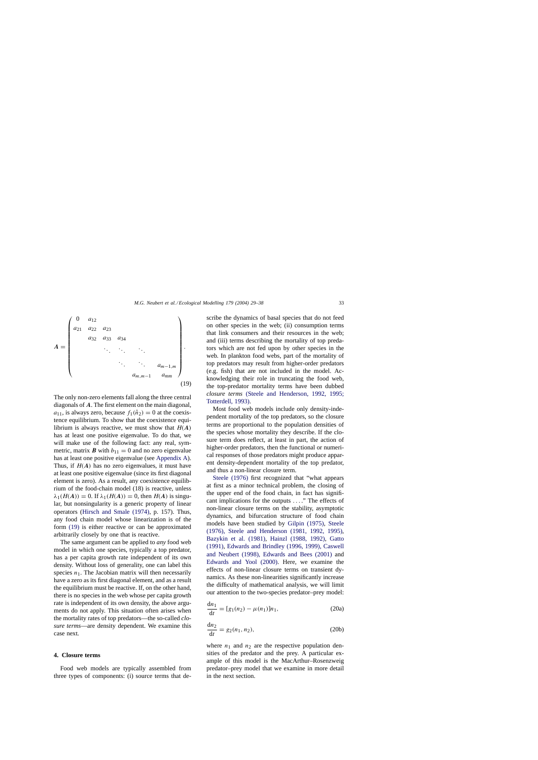$$
\boldsymbol{A} = \begin{pmatrix} 0 & a_{12} & & & & \\ a_{21} & a_{22} & a_{23} & & & \\ & a_{32} & a_{33} & a_{34} & & \\ & & \ddots & \ddots & \ddots & \\ & & & \ddots & \ddots & a_{m-1,m} \\ & & & & a_{m,m-1} & a_{mm} \end{pmatrix}. \tag{19}
$$

The only non-zero elements fall along the three central diagonals of $\boldsymbol{A}$. The first element on the main diagonal, $a_{11}$, is always zero, because $f_1(\hat{n}_2) = 0$ at the coexistence equilibrium. To show that the coexistence equilibrium is always reactive, we must show that $H(\boldsymbol{A})$ has at least one positive eigenvalue. To do that, we will make use of the following fact: any real, symmetric, matrix $\boldsymbol{B}$ with $b_{11} = 0$ and no zero eigenvalue has at least one positive eigenvalue (see Appendix A). Thus, if $H(\boldsymbol{A})$ has no zero eigenvalues, it must have at least one positive eigenvalue (since its first diagonal element is zero). As a result, any coexistence equilibrium of the food-chain model (18) is reactive, unless $\lambda_1(H(\boldsymbol{A})) = 0$. If $\lambda_1(H(\boldsymbol{A})) = 0$, then $H(\boldsymbol{A})$ is singular, but nonsingularity is a generic property of linear operators (Hirsch and Smale (1974), p. 157). Thus, any food chain model whose linearization is of the form (19) is either reactive or can be approximated arbitrarily closely by one that is reactive.

The same argument can be applied to *any* food web model in which one species, typically a top predator, has a per capita growth rate independent of its own density. Without loss of generality, one can label this species $n_1$. The Jacobian matrix will then necessarily have a zero as its first diagonal element, and as a result the equilibrium must be reactive. If, on the other hand, there is no species in the web whose per capita growth rate is independent of its own density, the above arguments do not apply. This situation often arises when the mortality rates of top predators—the so-called *closure terms*—are density dependent. We examine this case next.

## 4. Closure terms

Food web models are typically assembled from three types of components: (i) source terms that describe the dynamics of basal species that do not feed on other species in the web; (ii) consumption terms that link consumers and their resources in the web; and (iii) terms describing the mortality of top predators which are not fed upon by other species in the web. In plankton food webs, part of the mortality of top predators may result from higher-order predators (e.g. fish) that are not included in the model. Acknowledging their role in truncating the food web, the top-predator mortality terms have been dubbed *closure terms* (Steele and Henderson, 1992, 1995; Totterdell, 1993).

Most food web models include only density-independent mortality of the top predators, so the closure terms are proportional to the population densities of the species whose mortality they describe. If the closure term does reflect, at least in part, the action of higher-order predators, then the functional or numerical responses of those predators might produce apparent density-dependent mortality of the top predator, and thus a non-linear closure term.

Steele (1976) first recognized that "what appears at first as a minor technical problem, the closing of the upper end of the food chain, in fact has significant implications for the outputs ... ." The effects of non-linear closure terms on the stability, asymptotic dynamics, and bifurcation structure of food chain models have been studied by Gilpin (1975), Steele (1976), Steele and Henderson (1981, 1992, 1995), Bazykin et al. (1981), Hainzl (1988, 1992), Gatto (1991), Edwards and Brindley (1996, 1999), Caswell and Neubert (1998), Edwards and Bees (2001) and Edwards and Yool (2000). Here, we examine the effects of non-linear closure terms on transient dynamics. As these non-linearities significantly increase the difficulty of mathematical analysis, we will limit our attention to the two-species predator–prey model:

$$
\frac{\mathrm{d}n_1}{\mathrm{d}t} = [g_1(n_2) - \mu(n_1)]n_1, \tag{20a}
$$

$$
\frac{\mathrm{d}n_2}{\mathrm{d}t} = g_2(n_1, n_2), \tag{20b}
$$

where $n_1$ and $n_2$ are the respective population densities of the predator and the prey. A particular example of this model is the MacArthur–Rosenzweig predator–prey model that we examine in more detail in the next section.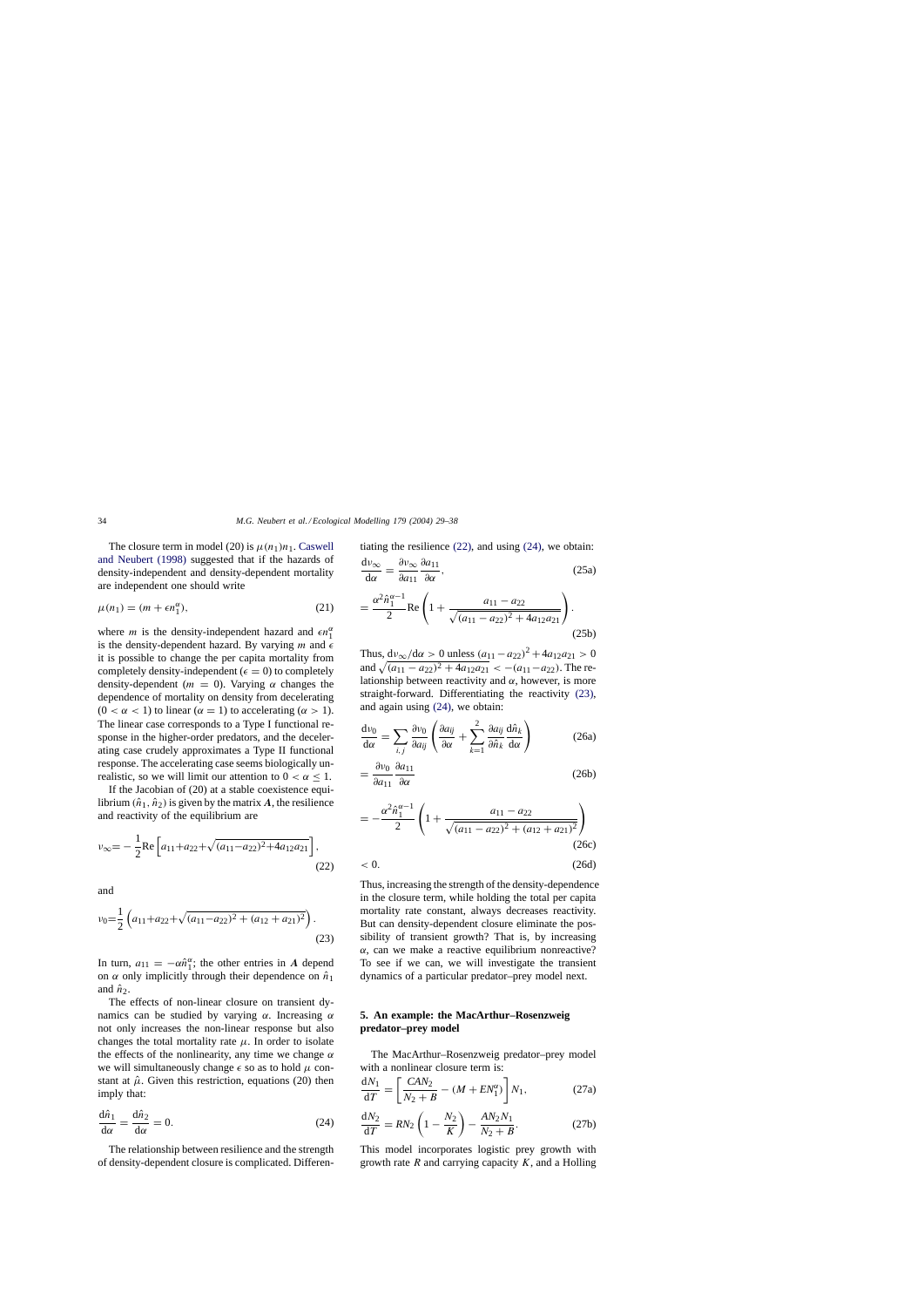The closure term in model (20) is $\mu(n_1)n_1$. Caswell and Neubert (1998) suggested that if the hazards of density-independent and density-dependent mortality are independent one should write

$$\mu(n_1) = (m + \epsilon n_1^{\alpha}), \tag{21}$$

where $m$ is the density-independent hazard and $\epsilon n_1^{\alpha}$ is the density-dependent hazard. By varying $m$ and $\epsilon$ it is possible to change the per capita mortality from completely density-independent ($\epsilon = 0$) to completely density-dependent ($m = 0$). Varying $\alpha$ changes the dependence of mortality on density from decelerating ($0 < \alpha < 1$) to linear ($\alpha = 1$) to accelerating ($\alpha > 1$). The linear case corresponds to a Type I functional response in the higher-order predators, and the decelerating case crudely approximates a Type II functional response. The accelerating case seems biologically unrealistic, so we will limit our attention to $0 < \alpha \leq 1$.

If the Jacobian of (20) at a stable coexistence equilibrium $(\hat{n}_1, \hat{n}_2)$ is given by the matrix $\boldsymbol{A}$, the resilience and reactivity of the equilibrium are

$$\nu_{\infty} = -\frac{1}{2}\mathrm{Re}\left[a_{11} + a_{22} + \sqrt{(a_{11} - a_{22})^2 + 4a_{12}a_{21}}\right], \tag{22}$$

and

$$\nu_0 = \frac{1}{2}\left(a_{11} + a_{22} + \sqrt{(a_{11} - a_{22})^2 + (a_{12} + a_{21})^2}\right). \tag{23}$$

In turn, $a_{11} = -\alpha\hat{n}_1^{\alpha}$; the other entries in $\boldsymbol{A}$ depend on $\alpha$ only implicitly through their dependence on $\hat{n}_1$ and $\hat{n}_2$.

The effects of non-linear closure on transient dynamics can be studied by varying $\alpha$. Increasing $\alpha$ not only increases the non-linear response but also changes the total mortality rate $\mu$. In order to isolate the effects of the nonlinearity, any time we change $\alpha$ we will simultaneously change $\epsilon$ so as to hold $\mu$ constant at $\hat{\mu}$. Given this restriction, equations (20) then imply that:

$$\frac{\mathrm{d}\hat{n}_1}{\mathrm{d}\alpha} = \frac{\mathrm{d}\hat{n}_2}{\mathrm{d}\alpha} = 0. \tag{24}$$

The relationship between resilience and the strength of density-dependent closure is complicated. Differentiating the resilience (22), and using (24), we obtain:

$$\frac{\mathrm{d}\nu_{\infty}}{\mathrm{d}\alpha} = \frac{\partial \nu_{\infty}}{\partial a_{11}}\frac{\partial a_{11}}{\partial \alpha}, \tag{25a}$$

$$= \frac{\alpha^2\hat{n}_1^{\alpha-1}}{2}\mathrm{Re}\left(1 + \frac{a_{11} - a_{22}}{\sqrt{(a_{11} - a_{22})^2 + 4a_{12}a_{21}}}\right). \tag{25b}$$

Thus, $\mathrm{d}\nu_{\infty}/\mathrm{d}\alpha > 0$ unless $(a_{11} - a_{22})^2 + 4a_{12}a_{21} > 0$ and $\sqrt{(a_{11} - a_{22})^2 + 4a_{12}a_{21}} < -(a_{11} - a_{22})$. The relationship between reactivity and $\alpha$, however, is more straight-forward. Differentiating the reactivity (23), and again using (24), we obtain:

$$\frac{\mathrm{d}\nu_0}{\mathrm{d}\alpha} = \sum_{i,j}\frac{\partial \nu_0}{\partial a_{ij}}\left(\frac{\partial a_{ij}}{\partial \alpha} + \sum_{k=1}^{2}\frac{\partial a_{ij}}{\partial \hat{n}_k}\frac{\mathrm{d}\hat{n}_k}{\mathrm{d}\alpha}\right) \tag{26a}$$

$$= \frac{\partial \nu_0}{\partial a_{11}}\frac{\partial a_{11}}{\partial \alpha} \tag{26b}$$

$$= -\frac{\alpha^2\hat{n}_1^{\alpha-1}}{2}\left(1 + \frac{a_{11} - a_{22}}{\sqrt{(a_{11} - a_{22})^2 + (a_{12} + a_{21})^2}}\right) \tag{26c}$$

$$< 0. \tag{26d}$$

Thus, increasing the strength of the density-dependence in the closure term, while holding the total per capita mortality rate constant, always decreases reactivity. But can density-dependent closure eliminate the possibility of transient growth? That is, by increasing $\alpha$, can we make a reactive equilibrium nonreactive? To see if we can, we will investigate the transient dynamics of a particular predator–prey model next.

## 5. An example: the MacArthur–Rosenzweig predator–prey model

The MacArthur–Rosenzweig predator–prey model with a nonlinear closure term is:

$$\frac{\mathrm{d}N_1}{\mathrm{d}T} = \left[\frac{CAN_2}{N_2 + B} - (M + EN_1^{\alpha})\right]N_1, \tag{27a}$$

$$\frac{\mathrm{d}N_2}{\mathrm{d}T} = RN_2\left(1 - \frac{N_2}{K}\right) - \frac{AN_2N_1}{N_2 + B}. \tag{27b}$$

This model incorporates logistic prey growth with growth rate $R$ and carrying capacity $K$, and a Holling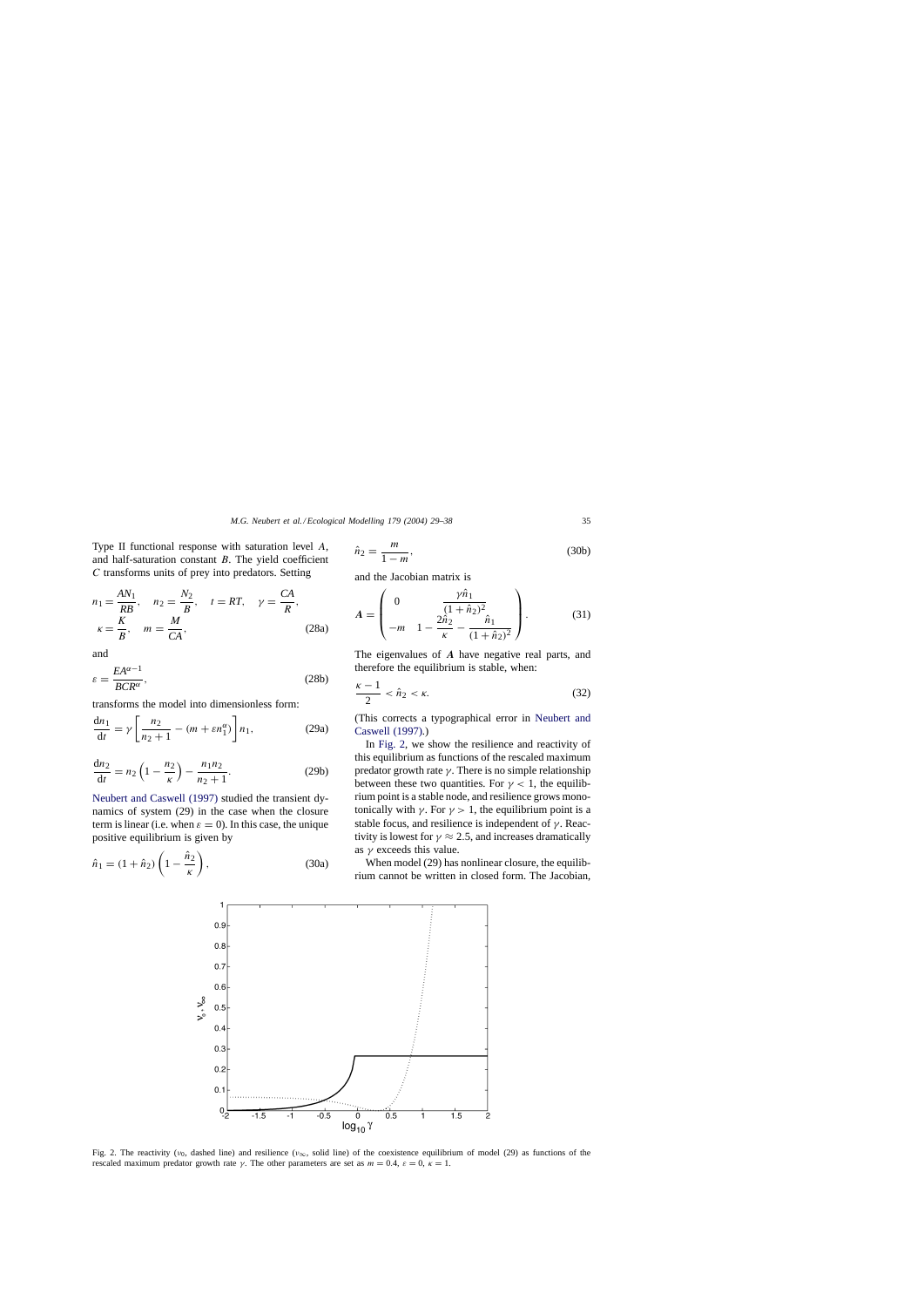Type II functional response with saturation level $A$, and half-saturation constant $B$. The yield coefficient $C$ transforms units of prey into predators. Setting

$$n_1 = \frac{AN_1}{RB}, \quad n_2 = \frac{N_2}{B}, \quad t = RT, \quad \gamma = \frac{CA}{R}, \quad \kappa = \frac{K}{B}, \quad m = \frac{M}{CA}, \tag{28a}$$

and

$$\varepsilon = \frac{EA^{\alpha-1}}{BCR^{\alpha}}, \tag{28b}$$

transforms the model into dimensionless form:

$$\frac{\mathrm{d}n_1}{\mathrm{d}t} = \gamma\left[\frac{n_2}{n_2+1} - (m + \varepsilon n_1^{\alpha})\right] n_1, \tag{29a}$$

$$\frac{\mathrm{d}n_2}{\mathrm{d}t} = n_2\left(1 - \frac{n_2}{\kappa}\right) - \frac{n_1 n_2}{n_2+1}. \tag{29b}$$

Neubert and Caswell (1997) studied the transient dynamics of system (29) in the case when the closure term is linear (i.e. when $\varepsilon = 0$). In this case, the unique positive equilibrium is given by

$$\hat{n}_1 = (1 + \hat{n}_2)\left(1 - \frac{\hat{n}_2}{\kappa}\right), \tag{30a}$$

$$\hat{n}_2 = \frac{m}{1-m}, \tag{30b}$$

and the Jacobian matrix is

$$\boldsymbol{A} = \begin{pmatrix} 0 & \dfrac{\gamma \hat{n}_1}{(1+\hat{n}_2)^2} \\ -m & 1 - \dfrac{2\hat{n}_2}{\kappa} - \dfrac{\hat{n}_1}{(1+\hat{n}_2)^2} \end{pmatrix}. \tag{31}$$

The eigenvalues of $\boldsymbol{A}$ have negative real parts, and therefore the equilibrium is stable, when:

$$\frac{\kappa - 1}{2} < \hat{n}_2 < \kappa. \tag{32}$$

(This corrects a typographical error in Neubert and Caswell (1997).)

In Fig. 2, we show the resilience and reactivity of this equilibrium as functions of the rescaled maximum predator growth rate $\gamma$. There is no simple relationship between these two quantities. For $\gamma < 1$, the equilibrium point is a stable node, and resilience grows monotonically with $\gamma$. For $\gamma > 1$, the equilibrium point is a stable focus, and resilience is independent of $\gamma$. Reactivity is lowest for $\gamma \approx 2.5$, and increases dramatically as $\gamma$ exceeds this value.

When model (29) has nonlinear closure, the equilibrium cannot be written in closed form. The Jacobian,

Fig. 2. The reactivity ($\nu_0$, dashed line) and resilience ($\nu_\infty$, solid line) of the coexistence equilibrium of model (29) as functions of the rescaled maximum predator growth rate $\gamma$. The other parameters are set as $m = 0.4$, $\varepsilon = 0$, $\kappa = 1$.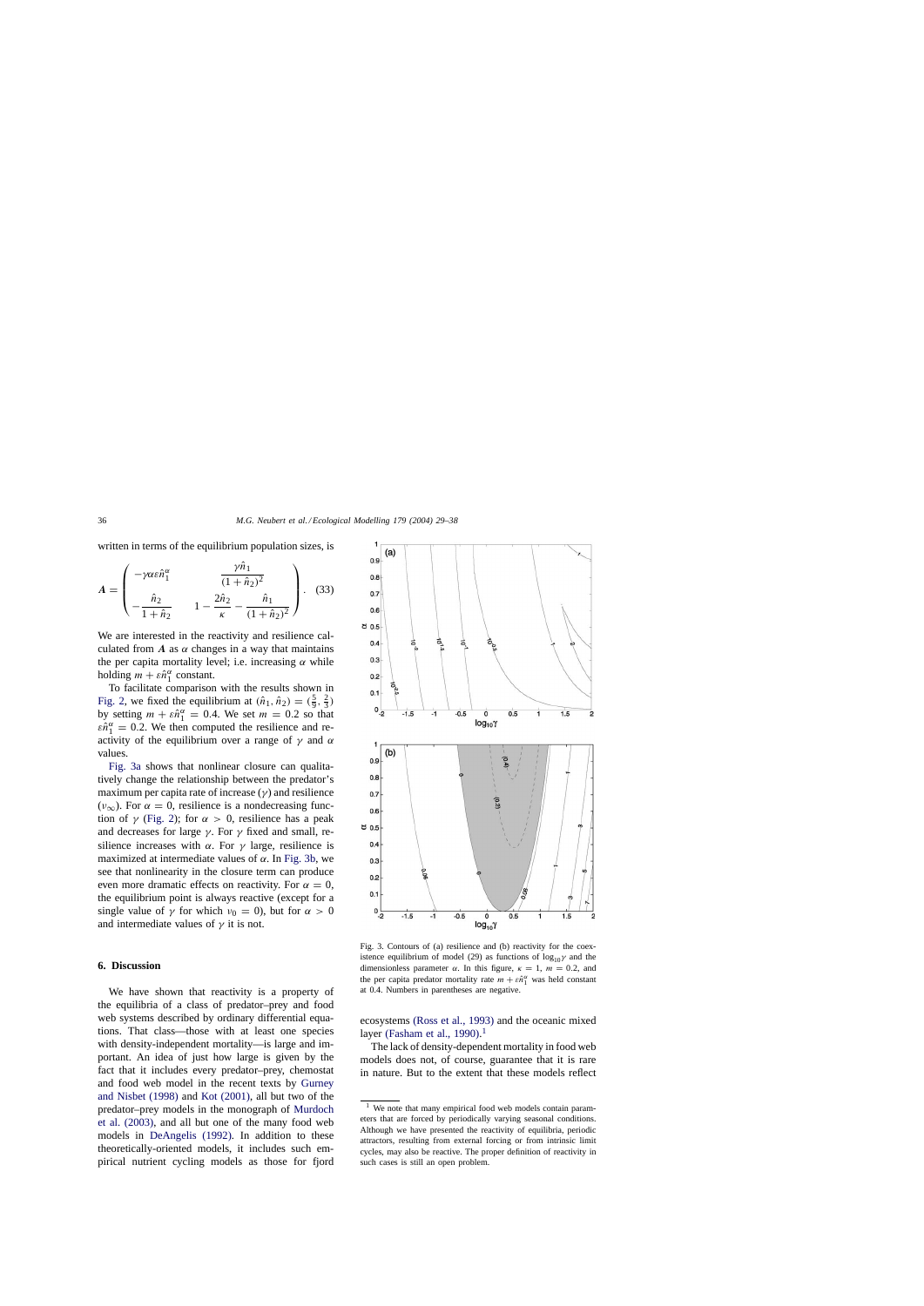written in terms of the equilibrium population sizes, is

$$
\boldsymbol{A} = \begin{pmatrix} -\gamma\alpha\varepsilon\hat{n}_1^{\alpha} & \dfrac{\gamma\hat{n}_1}{(1+\hat{n}_2)^2} \\ -\dfrac{\hat{n}_2}{1+\hat{n}_2} & 1 - \dfrac{2\hat{n}_2}{\kappa} - \dfrac{\hat{n}_1}{(1+\hat{n}_2)^2} \end{pmatrix}. \quad (33)
$$

We are interested in the reactivity and resilience calculated from $\boldsymbol{A}$ as $\alpha$ changes in a way that maintains the per capita mortality level; i.e. increasing $\alpha$ while holding $m + \varepsilon\hat{n}_1^{\alpha}$ constant.

To facilitate comparison with the results shown in Fig. 2, we fixed the equilibrium at $(\hat{n}_1, \hat{n}_2) = (\frac{5}{9}, \frac{2}{3})$ by setting $m + \varepsilon\hat{n}_1^{\alpha} = 0.4$. We set $m = 0.2$ so that $\varepsilon\hat{n}_1^{\alpha} = 0.2$. We then computed the resilience and reactivity of the equilibrium over a range of $\gamma$ and $\alpha$ values.

Fig. 3a shows that nonlinear closure can qualitatively change the relationship between the predator's maximum per capita rate of increase ($\gamma$) and resilience ($\nu_{\infty}$). For $\alpha = 0$, resilience is a nondecreasing function of $\gamma$ (Fig. 2); for $\alpha > 0$, resilience has a peak and decreases for large $\gamma$. For $\gamma$ fixed and small, resilience increases with $\alpha$. For $\gamma$ large, resilience is maximized at intermediate values of $\alpha$. In Fig. 3b, we see that nonlinearity in the closure term can produce even more dramatic effects on reactivity. For $\alpha = 0$, the equilibrium point is always reactive (except for a single value of $\gamma$ for which $\nu_0 = 0$), but for $\alpha > 0$ and intermediate values of $\gamma$ it is not.

Fig. 3. Contours of (a) resilience and (b) reactivity for the coexistence equilibrium of model (29) as functions of $\log_{10}\gamma$ and the dimensionless parameter $\alpha$. In this figure, $\kappa = 1$, $m = 0.2$, and the per capita predator mortality rate $m + \varepsilon\hat{n}_1^{\alpha}$ was held constant at 0.4. Numbers in parentheses are negative.

## 6. Discussion

We have shown that reactivity is a property of the equilibria of a class of predator–prey and food web systems described by ordinary differential equations. That class—those with at least one species with density-independent mortality—is large and important. An idea of just how large is given by the fact that it includes every predator–prey, chemostat and food web model in the recent texts by Gurney and Nisbet (1998) and Kot (2001), all but two of the predator–prey models in the monograph of Murdoch et al. (2003), and all but one of the many food web models in DeAngelis (1992). In addition to these theoretically-oriented models, it includes such empirical nutrient cycling models as those for fjord ecosystems (Ross et al., 1993) and the oceanic mixed layer (Fasham et al., 1990).[1]

The lack of density-dependent mortality in food web models does not, of course, guarantee that it is rare in nature. But to the extent that these models reflect

[1] We note that many empirical food web models contain parameters that are forced by periodically varying seasonal conditions. Although we have presented the reactivity of equilibria, periodic attractors, resulting from external forcing or from intrinsic limit cycles, may also be reactive. The proper definition of reactivity in such cases is still an open problem.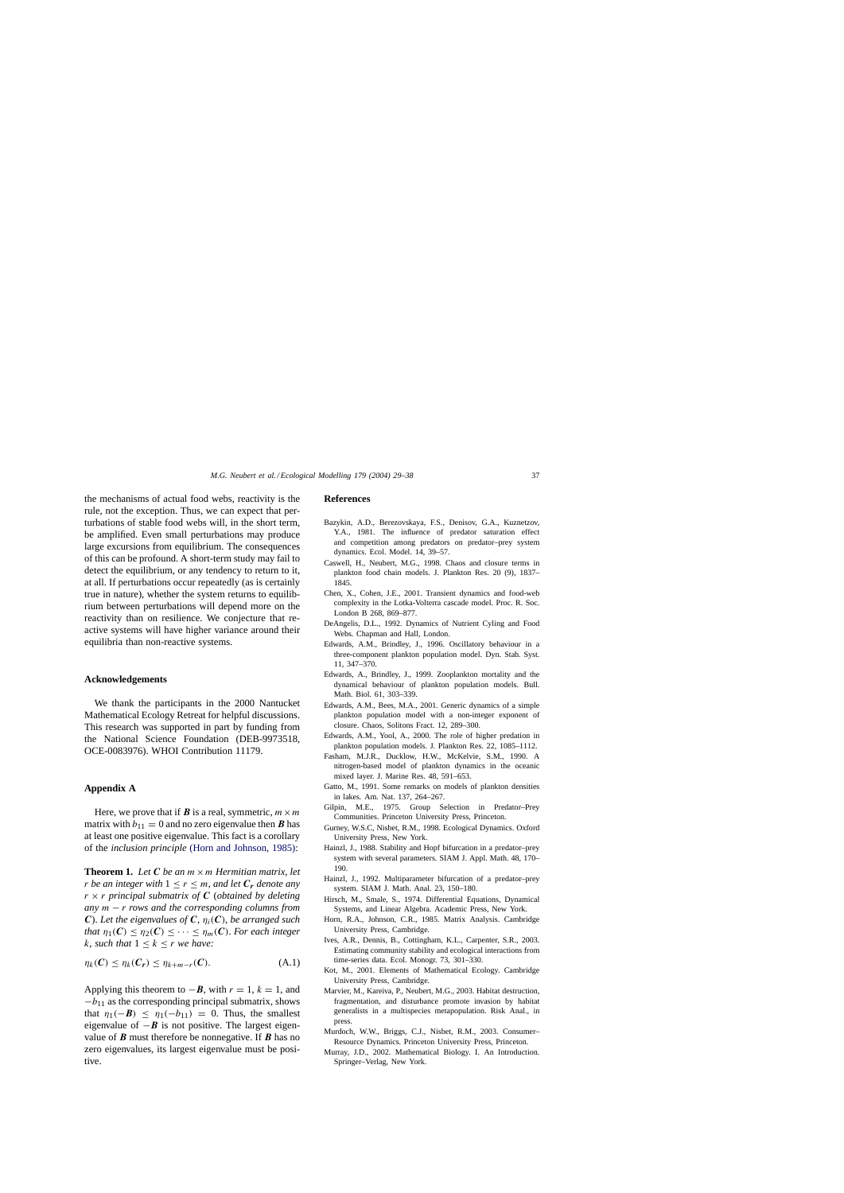the mechanisms of actual food webs, reactivity is the rule, not the exception. Thus, we can expect that perturbations of stable food webs will, in the short term, be amplified. Even small perturbations may produce large excursions from equilibrium. The consequences of this can be profound. A short-term study may fail to detect the equilibrium, or any tendency to return to it, at all. If perturbations occur repeatedly (as is certainly true in nature), whether the system returns to equilibrium between perturbations will depend more on the reactivity than on resilience. We conjecture that reactive systems will have higher variance around their equilibria than non-reactive systems.

## Acknowledgements

We thank the participants in the 2000 Nantucket Mathematical Ecology Retreat for helpful discussions. This research was supported in part by funding from the National Science Foundation (DEB-9973518, OCE-0083976). WHOI Contribution 11179.

## Appendix A

Here, we prove that if $\boldsymbol{B}$ is a real, symmetric, $m \times m$ matrix with $b_{11} = 0$ and no zero eigenvalue then $\boldsymbol{B}$ has at least one positive eigenvalue. This fact is a corollary of the *inclusion principle* (Horn and Johnson, 1985):

**Theorem 1.** *Let $\boldsymbol{C}$ be an $m \times m$ Hermitian matrix, let $r$ be an integer with $1 \le r \le m$, and let $\boldsymbol{C_r}$ denote any $r \times r$ principal submatrix of $\boldsymbol{C}$ (obtained by deleting any $m - r$ rows and the corresponding columns from $\boldsymbol{C}$). Let the eigenvalues of $\boldsymbol{C}$, $\eta_i(\boldsymbol{C})$, be arranged such that $\eta_1(\boldsymbol{C}) \le \eta_2(\boldsymbol{C}) \le \cdots \le \eta_m(\boldsymbol{C})$. For each integer $k$, such that $1 \le k \le r$ we have:*

$$\eta_k(\boldsymbol{C}) \le \eta_k(\boldsymbol{C_r}) \le \eta_{k+m-r}(\boldsymbol{C}). \tag{A.1}$$

Applying this theorem to $-\boldsymbol{B}$, with $r = 1$, $k = 1$, and $-b_{11}$ as the corresponding principal submatrix, shows that $\eta_1(-\boldsymbol{B}) \le \eta_1(-b_{11}) = 0$. Thus, the smallest eigenvalue of $-\boldsymbol{B}$ is not positive. The largest eigenvalue of $\boldsymbol{B}$ must therefore be nonnegative. If $\boldsymbol{B}$ has no zero eigenvalues, its largest eigenvalue must be positive.

## References

Bazykin, A.D., Berezovskaya, F.S., Denisov, G.A., Kuznetzov, Y.A., 1981. The influence of predator saturation effect and competition among predators on predator–prey system dynamics. Ecol. Model. 14, 39–57.

Caswell, H., Neubert, M.G., 1998. Chaos and closure terms in plankton food chain models. J. Plankton Res. 20 (9), 1837–1845.

Chen, X., Cohen, J.E., 2001. Transient dynamics and food-web complexity in the Lotka-Volterra cascade model. Proc. R. Soc. London B 268, 869–877.

DeAngelis, D.L., 1992. Dynamics of Nutrient Cyling and Food Webs. Chapman and Hall, London.

Edwards, A.M., Brindley, J., 1996. Oscillatory behaviour in a three-component plankton population model. Dyn. Stab. Syst. 11, 347–370.

Edwards, A., Brindley, J., 1999. Zooplankton mortality and the dynamical behaviour of plankton population models. Bull. Math. Biol. 61, 303–339.

Edwards, A.M., Bees, M.A., 2001. Generic dynamics of a simple plankton population model with a non-integer exponent of closure. Chaos, Solitons Fract. 12, 289–300.

Edwards, A.M., Yool, A., 2000. The role of higher predation in plankton population models. J. Plankton Res. 22, 1085–1112.

Fasham, M.J.R., Ducklow, H.W., McKelvie, S.M., 1990. A nitrogen-based model of plankton dynamics in the oceanic mixed layer. J. Marine Res. 48, 591–653.

Gatto, M., 1991. Some remarks on models of plankton densities in lakes. Am. Nat. 137, 264–267.

Gilpin, M.E., 1975. Group Selection in Predator–Prey Communities. Princeton University Press, Princeton.

Gurney, W.S.C, Nisbet, R.M., 1998. Ecological Dynamics. Oxford University Press, New York.

Hainzl, J., 1988. Stability and Hopf bifurcation in a predator–prey system with several parameters. SIAM J. Appl. Math. 48, 170–190.

Hainzl, J., 1992. Multiparameter bifurcation of a predator–prey system. SIAM J. Math. Anal. 23, 150–180.

Hirsch, M., Smale, S., 1974. Differential Equations, Dynamical Systems, and Linear Algebra. Academic Press, New York.

Horn, R.A., Johnson, C.R., 1985. Matrix Analysis. Cambridge University Press, Cambridge.

Ives, A.R., Dennis, B., Cottingham, K.L., Carpenter, S.R., 2003. Estimating community stability and ecological interactions from time-series data. Ecol. Monogr. 73, 301–330.

Kot, M., 2001. Elements of Mathematical Ecology. Cambridge University Press, Cambridge.

Marvier, M., Kareiva, P., Neubert, M.G., 2003. Habitat destruction, fragmentation, and disturbance promote invasion by habitat generalists in a multispecies metapopulation. Risk Anal., in press.

Murdoch, W.W., Briggs, C.J., Nisbet, R.M., 2003. Consumer–Resource Dynamics. Princeton University Press, Princeton.

Murray, J.D., 2002. Mathematical Biology. I. An Introduction. Springer–Verlag, New York.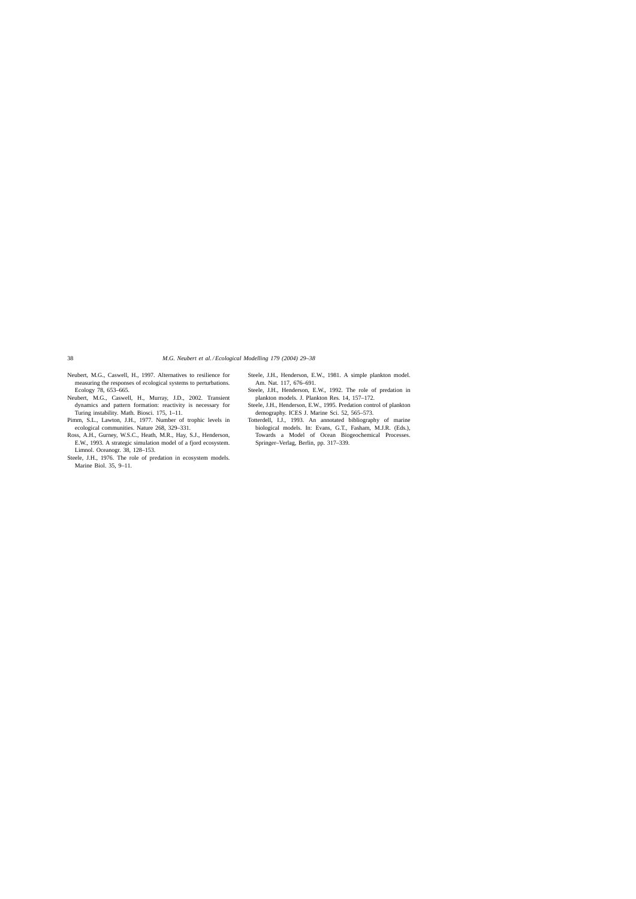Neubert, M.G., Caswell, H., 1997. Alternatives to resilience for measuring the responses of ecological systems to perturbations. Ecology 78, 653–665.

Neubert, M.G., Caswell, H., Murray, J.D., 2002. Transient dynamics and pattern formation: reactivity is necessary for Turing instability. Math. Biosci. 175, 1–11.

Pimm, S.L., Lawton, J.H., 1977. Number of trophic levels in ecological communities. Nature 268, 329–331.

Ross, A.H., Gurney, W.S.C., Heath, M.R., Hay, S.J., Henderson, E.W., 1993. A strategic simulation model of a fjord ecosystem. Limnol. Oceanogr. 38, 128–153.

Steele, J.H., 1976. The role of predation in ecosystem models. Marine Biol. 35, 9–11.

Steele, J.H., Henderson, E.W., 1981. A simple plankton model. Am. Nat. 117, 676–691.

Steele, J.H., Henderson, E.W., 1992. The role of predation in plankton models. J. Plankton Res. 14, 157–172.

Steele, J.H., Henderson, E.W., 1995. Predation control of plankton demography. ICES J. Marine Sci. 52, 565–573.

Totterdell, I.J., 1993. An annotated bibliography of marine biological models. In: Evans, G.T., Fasham, M.J.R. (Eds.), Towards a Model of Ocean Biogeochemical Processes. Springer–Verlag, Berlin, pp. 317–339.